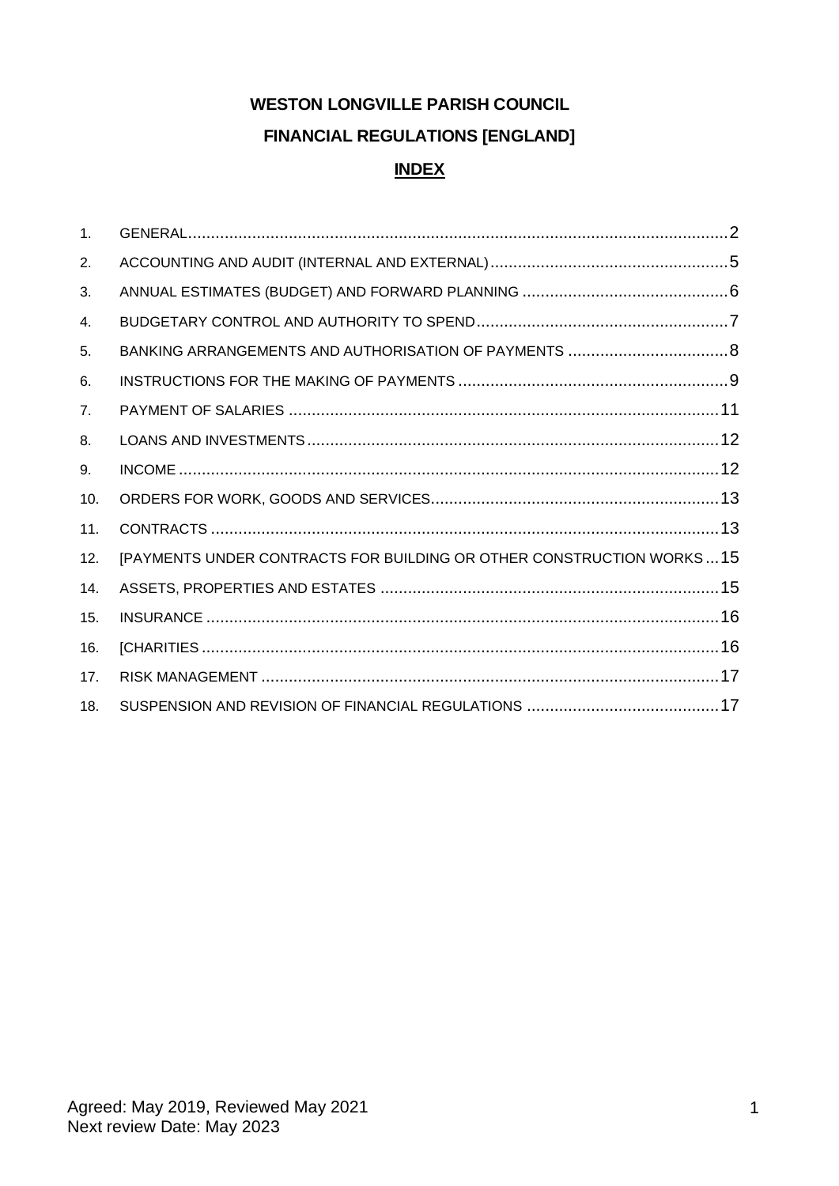# WESTON LONGVILLE PARISH COUNCIL

## FINANCIAL REGULATIONS [ENGLAND]

## INDEX

1. GENERAL.......2
2. ACCOUNTING AND AUDIT (INTERNAL AND EXTERNAL).......5
3. ANNUAL ESTIMATES (BUDGET) AND FORWARD PLANNING .......6
4. BUDGETARY CONTROL AND AUTHORITY TO SPEND.......7
5. BANKING ARRANGEMENTS AND AUTHORISATION OF PAYMENTS .......8
6. INSTRUCTIONS FOR THE MAKING OF PAYMENTS .......9
7. PAYMENT OF SALARIES .......11
8. LOANS AND INVESTMENTS.......12
9. INCOME .......12
10. ORDERS FOR WORK, GOODS AND SERVICES.......13
11. CONTRACTS .......13
12. [PAYMENTS UNDER CONTRACTS FOR BUILDING OR OTHER CONSTRUCTION WORKS...15
14. ASSETS, PROPERTIES AND ESTATES .......15
15. INSURANCE .......16
16. [CHARITIES .......16
17. RISK MANAGEMENT .......17
18. SUSPENSION AND REVISION OF FINANCIAL REGULATIONS .......17

Agreed: May 2019, Reviewed May 2021
Next review Date: May 2023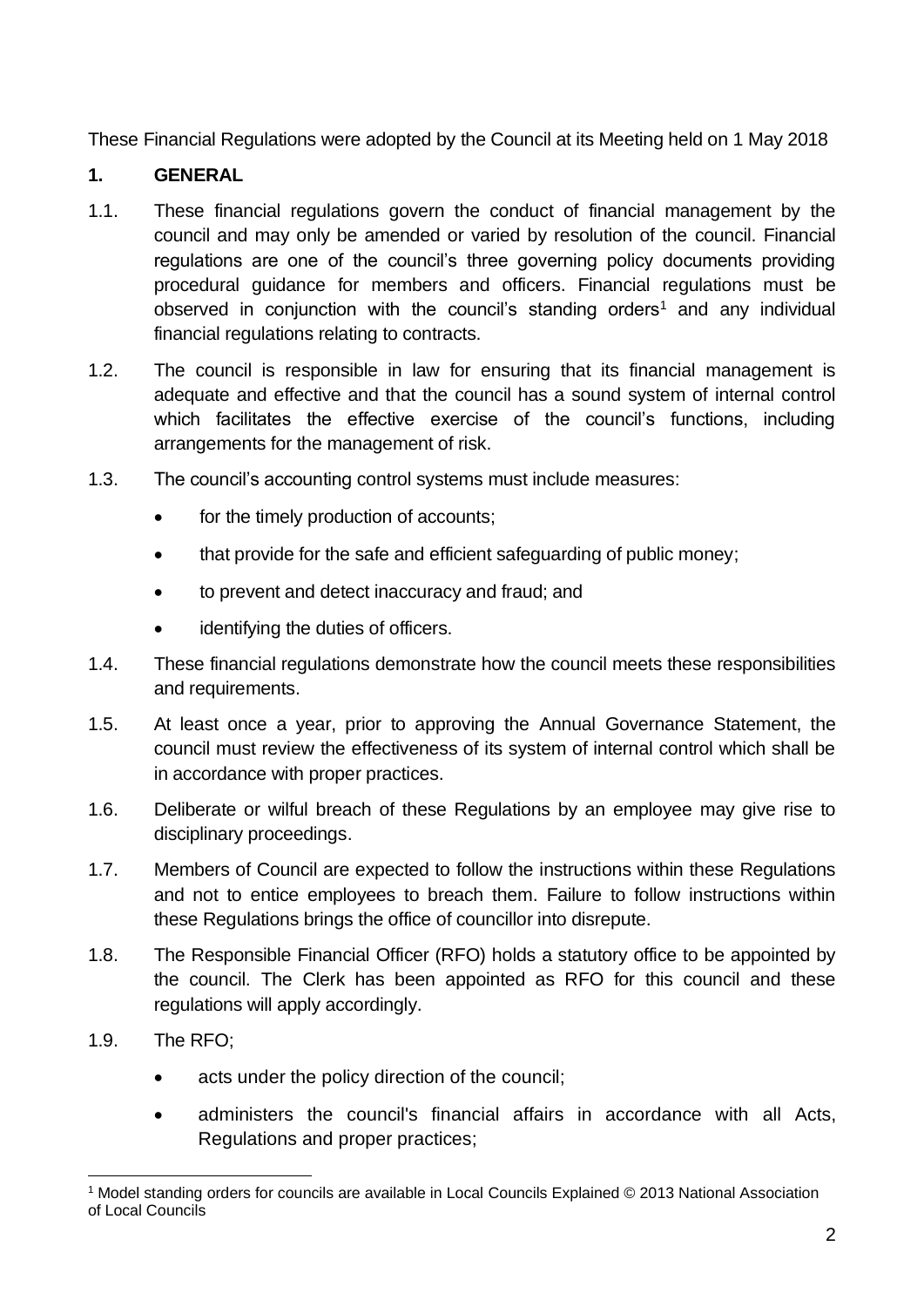These Financial Regulations were adopted by the Council at its Meeting held on 1 May 2018

## 1. GENERAL

1.1. These financial regulations govern the conduct of financial management by the council and may only be amended or varied by resolution of the council. Financial regulations are one of the council's three governing policy documents providing procedural guidance for members and officers. Financial regulations must be observed in conjunction with the council's standing orders[1] and any individual financial regulations relating to contracts.

1.2. The council is responsible in law for ensuring that its financial management is adequate and effective and that the council has a sound system of internal control which facilitates the effective exercise of the council's functions, including arrangements for the management of risk.

1.3. The council's accounting control systems must include measures:

- for the timely production of accounts;
- that provide for the safe and efficient safeguarding of public money;
- to prevent and detect inaccuracy and fraud; and
- identifying the duties of officers.

1.4. These financial regulations demonstrate how the council meets these responsibilities and requirements.

1.5. At least once a year, prior to approving the Annual Governance Statement, the council must review the effectiveness of its system of internal control which shall be in accordance with proper practices.

1.6. Deliberate or wilful breach of these Regulations by an employee may give rise to disciplinary proceedings.

1.7. Members of Council are expected to follow the instructions within these Regulations and not to entice employees to breach them. Failure to follow instructions within these Regulations brings the office of councillor into disrepute.

1.8. The Responsible Financial Officer (RFO) holds a statutory office to be appointed by the council. The Clerk has been appointed as RFO for this council and these regulations will apply accordingly.

1.9. The RFO;

- acts under the policy direction of the council;
- administers the council's financial affairs in accordance with all Acts, Regulations and proper practices;

[1] Model standing orders for councils are available in Local Councils Explained © 2013 National Association of Local Councils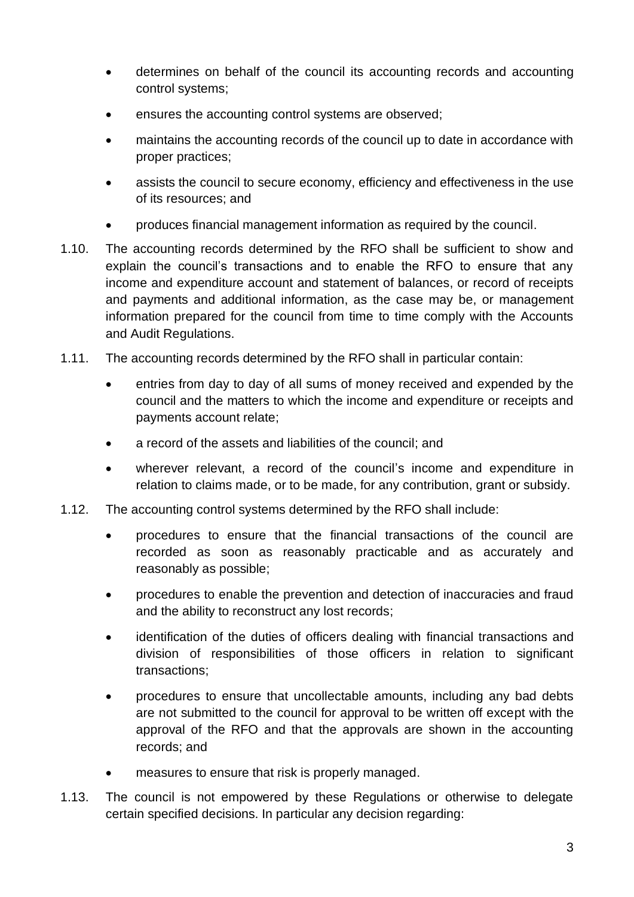- determines on behalf of the council its accounting records and accounting control systems;
- ensures the accounting control systems are observed;
- maintains the accounting records of the council up to date in accordance with proper practices;
- assists the council to secure economy, efficiency and effectiveness in the use of its resources; and
- produces financial management information as required by the council.

1.10. The accounting records determined by the RFO shall be sufficient to show and explain the council's transactions and to enable the RFO to ensure that any income and expenditure account and statement of balances, or record of receipts and payments and additional information, as the case may be, or management information prepared for the council from time to time comply with the Accounts and Audit Regulations.

1.11. The accounting records determined by the RFO shall in particular contain:

- entries from day to day of all sums of money received and expended by the council and the matters to which the income and expenditure or receipts and payments account relate;
- a record of the assets and liabilities of the council; and
- wherever relevant, a record of the council's income and expenditure in relation to claims made, or to be made, for any contribution, grant or subsidy.

1.12. The accounting control systems determined by the RFO shall include:

- procedures to ensure that the financial transactions of the council are recorded as soon as reasonably practicable and as accurately and reasonably as possible;
- procedures to enable the prevention and detection of inaccuracies and fraud and the ability to reconstruct any lost records;
- identification of the duties of officers dealing with financial transactions and division of responsibilities of those officers in relation to significant transactions;
- procedures to ensure that uncollectable amounts, including any bad debts are not submitted to the council for approval to be written off except with the approval of the RFO and that the approvals are shown in the accounting records; and
- measures to ensure that risk is properly managed.

1.13. The council is not empowered by these Regulations or otherwise to delegate certain specified decisions. In particular any decision regarding: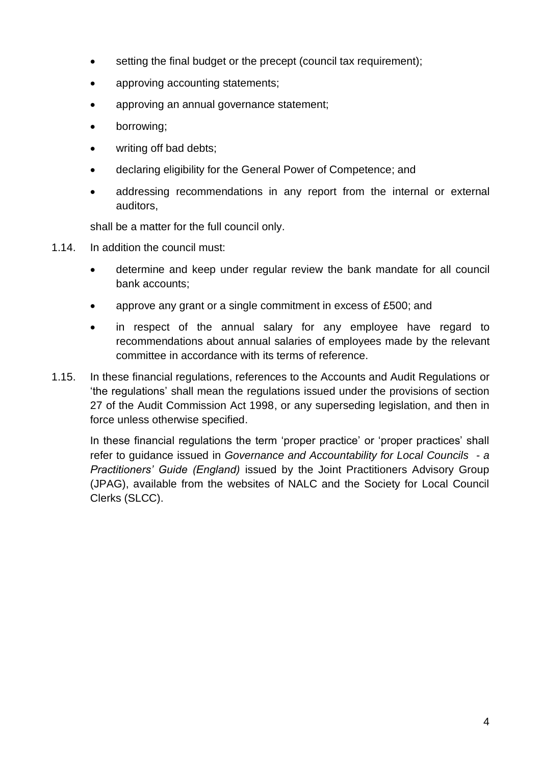- setting the final budget or the precept (council tax requirement);
- approving accounting statements;
- approving an annual governance statement;
- borrowing;
- writing off bad debts;
- declaring eligibility for the General Power of Competence; and
- addressing recommendations in any report from the internal or external auditors,

shall be a matter for the full council only.

1.14. In addition the council must:

- determine and keep under regular review the bank mandate for all council bank accounts;
- approve any grant or a single commitment in excess of £500; and
- in respect of the annual salary for any employee have regard to recommendations about annual salaries of employees made by the relevant committee in accordance with its terms of reference.

1.15. In these financial regulations, references to the Accounts and Audit Regulations or 'the regulations' shall mean the regulations issued under the provisions of section 27 of the Audit Commission Act 1998, or any superseding legislation, and then in force unless otherwise specified.

In these financial regulations the term 'proper practice' or 'proper practices' shall refer to guidance issued in *Governance and Accountability for Local Councils - a Practitioners' Guide (England)* issued by the Joint Practitioners Advisory Group (JPAG), available from the websites of NALC and the Society for Local Council Clerks (SLCC).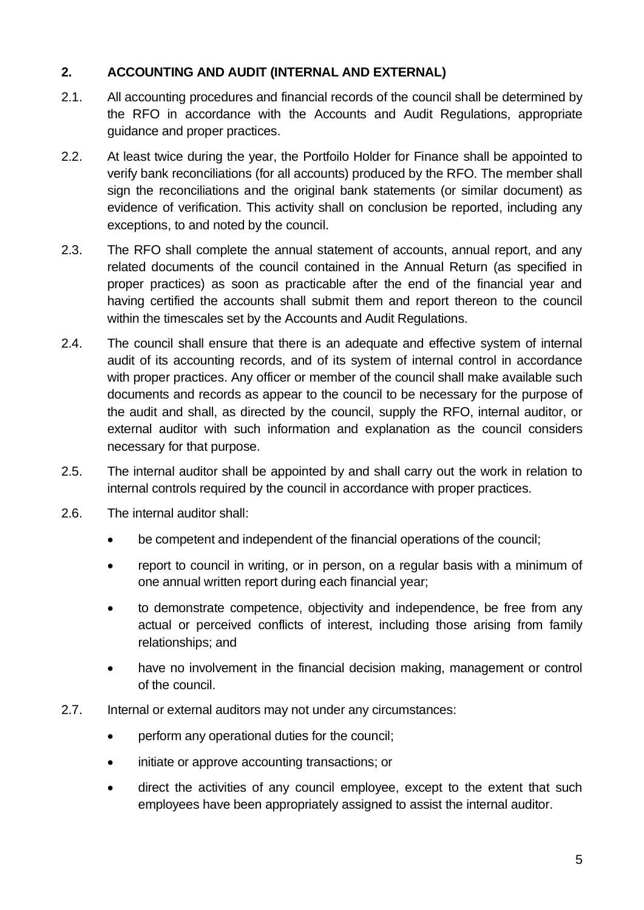## 2. ACCOUNTING AND AUDIT (INTERNAL AND EXTERNAL)

2.1. All accounting procedures and financial records of the council shall be determined by the RFO in accordance with the Accounts and Audit Regulations, appropriate guidance and proper practices.

2.2. At least twice during the year, the Portfoilo Holder for Finance shall be appointed to verify bank reconciliations (for all accounts) produced by the RFO. The member shall sign the reconciliations and the original bank statements (or similar document) as evidence of verification. This activity shall on conclusion be reported, including any exceptions, to and noted by the council.

2.3. The RFO shall complete the annual statement of accounts, annual report, and any related documents of the council contained in the Annual Return (as specified in proper practices) as soon as practicable after the end of the financial year and having certified the accounts shall submit them and report thereon to the council within the timescales set by the Accounts and Audit Regulations.

2.4. The council shall ensure that there is an adequate and effective system of internal audit of its accounting records, and of its system of internal control in accordance with proper practices. Any officer or member of the council shall make available such documents and records as appear to the council to be necessary for the purpose of the audit and shall, as directed by the council, supply the RFO, internal auditor, or external auditor with such information and explanation as the council considers necessary for that purpose.

2.5. The internal auditor shall be appointed by and shall carry out the work in relation to internal controls required by the council in accordance with proper practices.

2.6. The internal auditor shall:

- be competent and independent of the financial operations of the council;
- report to council in writing, or in person, on a regular basis with a minimum of one annual written report during each financial year;
- to demonstrate competence, objectivity and independence, be free from any actual or perceived conflicts of interest, including those arising from family relationships; and
- have no involvement in the financial decision making, management or control of the council.

2.7. Internal or external auditors may not under any circumstances:

- perform any operational duties for the council;
- initiate or approve accounting transactions; or
- direct the activities of any council employee, except to the extent that such employees have been appropriately assigned to assist the internal auditor.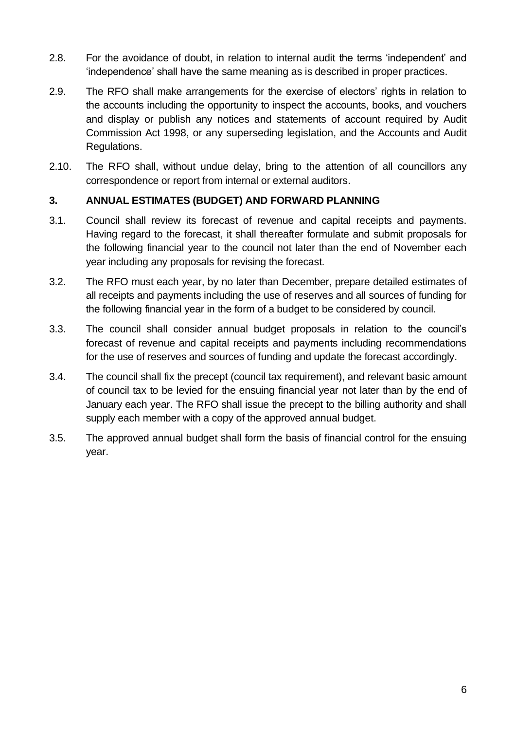2.8. For the avoidance of doubt, in relation to internal audit the terms 'independent' and 'independence' shall have the same meaning as is described in proper practices.

2.9. The RFO shall make arrangements for the exercise of electors' rights in relation to the accounts including the opportunity to inspect the accounts, books, and vouchers and display or publish any notices and statements of account required by Audit Commission Act 1998, or any superseding legislation, and the Accounts and Audit Regulations.

2.10. The RFO shall, without undue delay, bring to the attention of all councillors any correspondence or report from internal or external auditors.

## 3. ANNUAL ESTIMATES (BUDGET) AND FORWARD PLANNING

3.1. Council shall review its forecast of revenue and capital receipts and payments. Having regard to the forecast, it shall thereafter formulate and submit proposals for the following financial year to the council not later than the end of November each year including any proposals for revising the forecast.

3.2. The RFO must each year, by no later than December, prepare detailed estimates of all receipts and payments including the use of reserves and all sources of funding for the following financial year in the form of a budget to be considered by council.

3.3. The council shall consider annual budget proposals in relation to the council's forecast of revenue and capital receipts and payments including recommendations for the use of reserves and sources of funding and update the forecast accordingly.

3.4. The council shall fix the precept (council tax requirement), and relevant basic amount of council tax to be levied for the ensuing financial year not later than by the end of January each year. The RFO shall issue the precept to the billing authority and shall supply each member with a copy of the approved annual budget.

3.5. The approved annual budget shall form the basis of financial control for the ensuing year.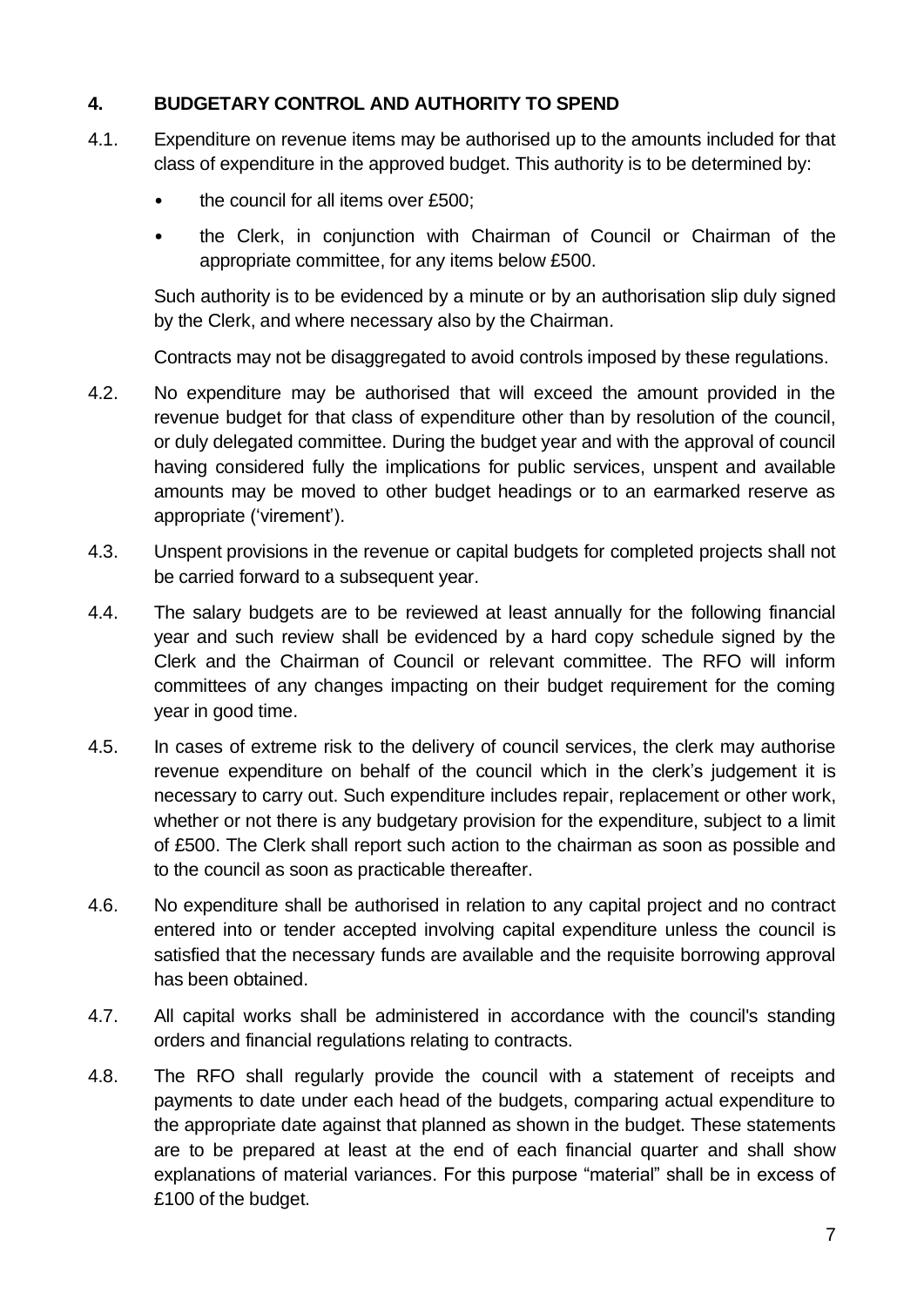## 4. BUDGETARY CONTROL AND AUTHORITY TO SPEND

4.1. Expenditure on revenue items may be authorised up to the amounts included for that class of expenditure in the approved budget. This authority is to be determined by:

- the council for all items over £500;
- the Clerk, in conjunction with Chairman of Council or Chairman of the appropriate committee, for any items below £500.

Such authority is to be evidenced by a minute or by an authorisation slip duly signed by the Clerk, and where necessary also by the Chairman.

Contracts may not be disaggregated to avoid controls imposed by these regulations.

4.2. No expenditure may be authorised that will exceed the amount provided in the revenue budget for that class of expenditure other than by resolution of the council, or duly delegated committee. During the budget year and with the approval of council having considered fully the implications for public services, unspent and available amounts may be moved to other budget headings or to an earmarked reserve as appropriate ('virement').

4.3. Unspent provisions in the revenue or capital budgets for completed projects shall not be carried forward to a subsequent year.

4.4. The salary budgets are to be reviewed at least annually for the following financial year and such review shall be evidenced by a hard copy schedule signed by the Clerk and the Chairman of Council or relevant committee. The RFO will inform committees of any changes impacting on their budget requirement for the coming year in good time.

4.5. In cases of extreme risk to the delivery of council services, the clerk may authorise revenue expenditure on behalf of the council which in the clerk's judgement it is necessary to carry out. Such expenditure includes repair, replacement or other work, whether or not there is any budgetary provision for the expenditure, subject to a limit of £500. The Clerk shall report such action to the chairman as soon as possible and to the council as soon as practicable thereafter.

4.6. No expenditure shall be authorised in relation to any capital project and no contract entered into or tender accepted involving capital expenditure unless the council is satisfied that the necessary funds are available and the requisite borrowing approval has been obtained.

4.7. All capital works shall be administered in accordance with the council's standing orders and financial regulations relating to contracts.

4.8. The RFO shall regularly provide the council with a statement of receipts and payments to date under each head of the budgets, comparing actual expenditure to the appropriate date against that planned as shown in the budget. These statements are to be prepared at least at the end of each financial quarter and shall show explanations of material variances. For this purpose "material" shall be in excess of £100 of the budget.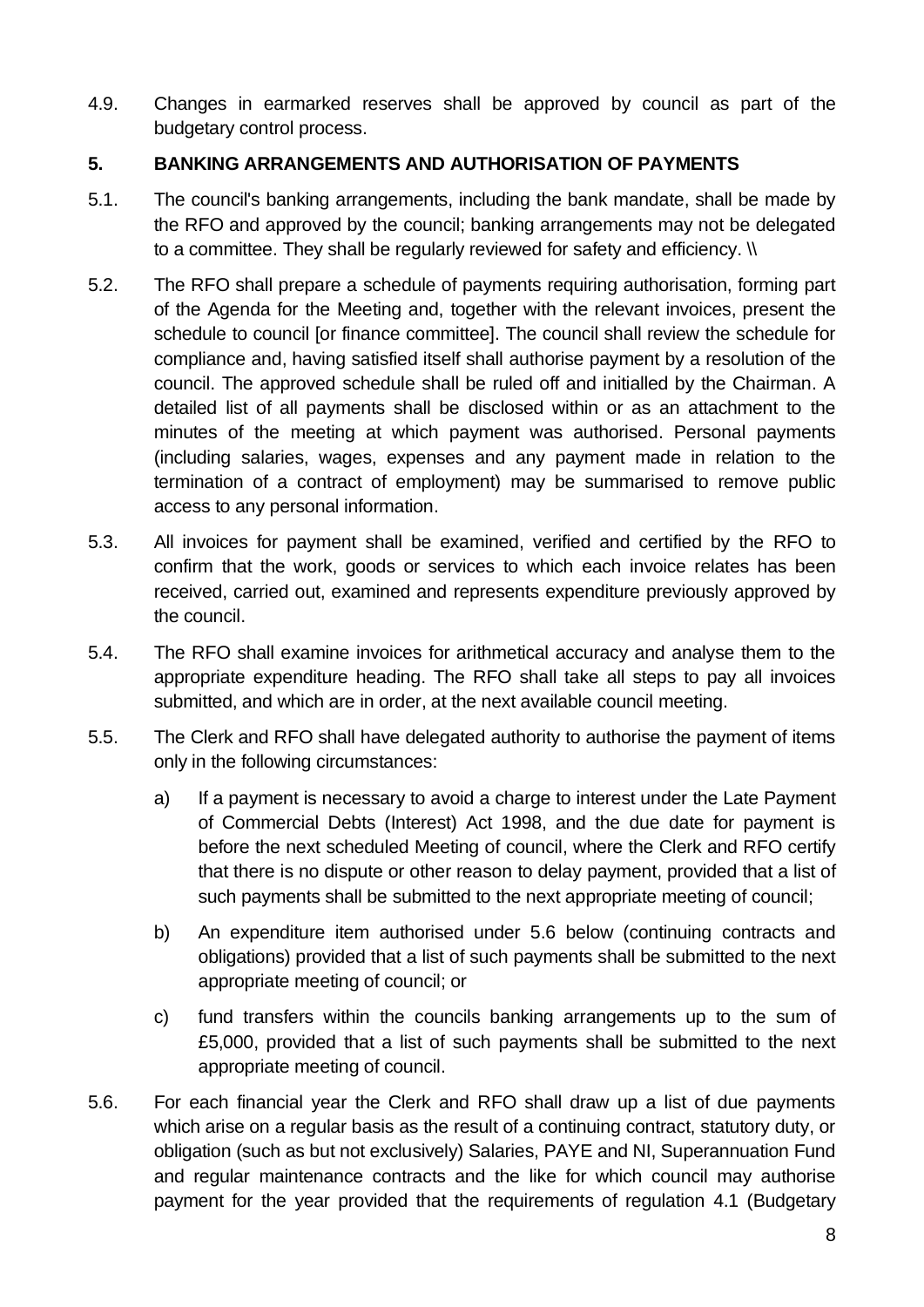4.9. Changes in earmarked reserves shall be approved by council as part of the budgetary control process.

## 5. BANKING ARRANGEMENTS AND AUTHORISATION OF PAYMENTS

5.1. The council's banking arrangements, including the bank mandate, shall be made by the RFO and approved by the council; banking arrangements may not be delegated to a committee. They shall be regularly reviewed for safety and efficiency. \\

5.2. The RFO shall prepare a schedule of payments requiring authorisation, forming part of the Agenda for the Meeting and, together with the relevant invoices, present the schedule to council [or finance committee]. The council shall review the schedule for compliance and, having satisfied itself shall authorise payment by a resolution of the council. The approved schedule shall be ruled off and initialled by the Chairman. A detailed list of all payments shall be disclosed within or as an attachment to the minutes of the meeting at which payment was authorised. Personal payments (including salaries, wages, expenses and any payment made in relation to the termination of a contract of employment) may be summarised to remove public access to any personal information.

5.3. All invoices for payment shall be examined, verified and certified by the RFO to confirm that the work, goods or services to which each invoice relates has been received, carried out, examined and represents expenditure previously approved by the council.

5.4. The RFO shall examine invoices for arithmetical accuracy and analyse them to the appropriate expenditure heading. The RFO shall take all steps to pay all invoices submitted, and which are in order, at the next available council meeting.

5.5. The Clerk and RFO shall have delegated authority to authorise the payment of items only in the following circumstances:

   a) If a payment is necessary to avoid a charge to interest under the Late Payment of Commercial Debts (Interest) Act 1998, and the due date for payment is before the next scheduled Meeting of council, where the Clerk and RFO certify that there is no dispute or other reason to delay payment, provided that a list of such payments shall be submitted to the next appropriate meeting of council;

   b) An expenditure item authorised under 5.6 below (continuing contracts and obligations) provided that a list of such payments shall be submitted to the next appropriate meeting of council; or

   c) fund transfers within the councils banking arrangements up to the sum of £5,000, provided that a list of such payments shall be submitted to the next appropriate meeting of council.

5.6. For each financial year the Clerk and RFO shall draw up a list of due payments which arise on a regular basis as the result of a continuing contract, statutory duty, or obligation (such as but not exclusively) Salaries, PAYE and NI, Superannuation Fund and regular maintenance contracts and the like for which council may authorise payment for the year provided that the requirements of regulation 4.1 (Budgetary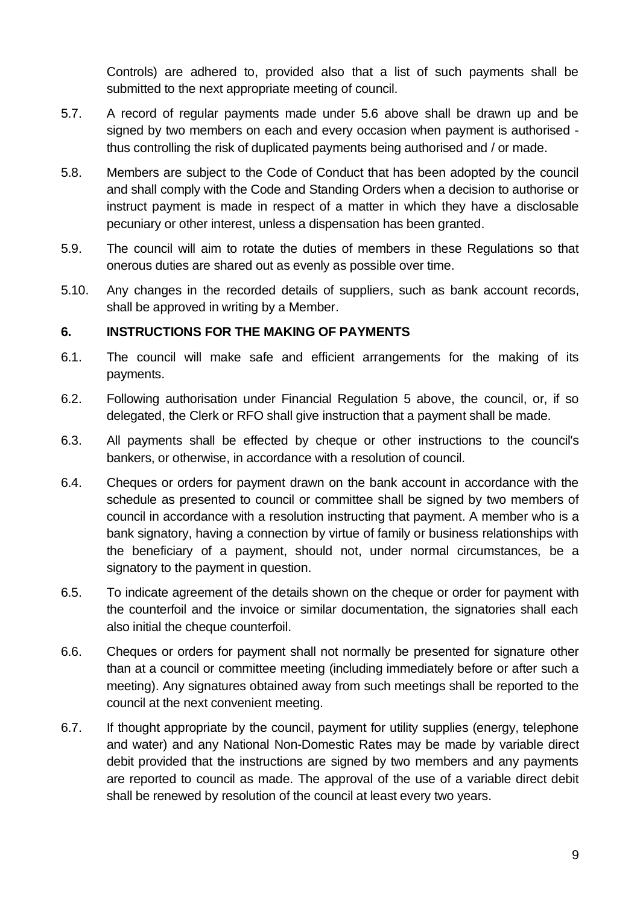Controls) are adhered to, provided also that a list of such payments shall be submitted to the next appropriate meeting of council.

5.7. A record of regular payments made under 5.6 above shall be drawn up and be signed by two members on each and every occasion when payment is authorised - thus controlling the risk of duplicated payments being authorised and / or made.

5.8. Members are subject to the Code of Conduct that has been adopted by the council and shall comply with the Code and Standing Orders when a decision to authorise or instruct payment is made in respect of a matter in which they have a disclosable pecuniary or other interest, unless a dispensation has been granted.

5.9. The council will aim to rotate the duties of members in these Regulations so that onerous duties are shared out as evenly as possible over time.

5.10. Any changes in the recorded details of suppliers, such as bank account records, shall be approved in writing by a Member.

## 6. INSTRUCTIONS FOR THE MAKING OF PAYMENTS

6.1. The council will make safe and efficient arrangements for the making of its payments.

6.2. Following authorisation under Financial Regulation 5 above, the council, or, if so delegated, the Clerk or RFO shall give instruction that a payment shall be made.

6.3. All payments shall be effected by cheque or other instructions to the council's bankers, or otherwise, in accordance with a resolution of council.

6.4. Cheques or orders for payment drawn on the bank account in accordance with the schedule as presented to council or committee shall be signed by two members of council in accordance with a resolution instructing that payment. A member who is a bank signatory, having a connection by virtue of family or business relationships with the beneficiary of a payment, should not, under normal circumstances, be a signatory to the payment in question.

6.5. To indicate agreement of the details shown on the cheque or order for payment with the counterfoil and the invoice or similar documentation, the signatories shall each also initial the cheque counterfoil.

6.6. Cheques or orders for payment shall not normally be presented for signature other than at a council or committee meeting (including immediately before or after such a meeting). Any signatures obtained away from such meetings shall be reported to the council at the next convenient meeting.

6.7. If thought appropriate by the council, payment for utility supplies (energy, telephone and water) and any National Non-Domestic Rates may be made by variable direct debit provided that the instructions are signed by two members and any payments are reported to council as made. The approval of the use of a variable direct debit shall be renewed by resolution of the council at least every two years.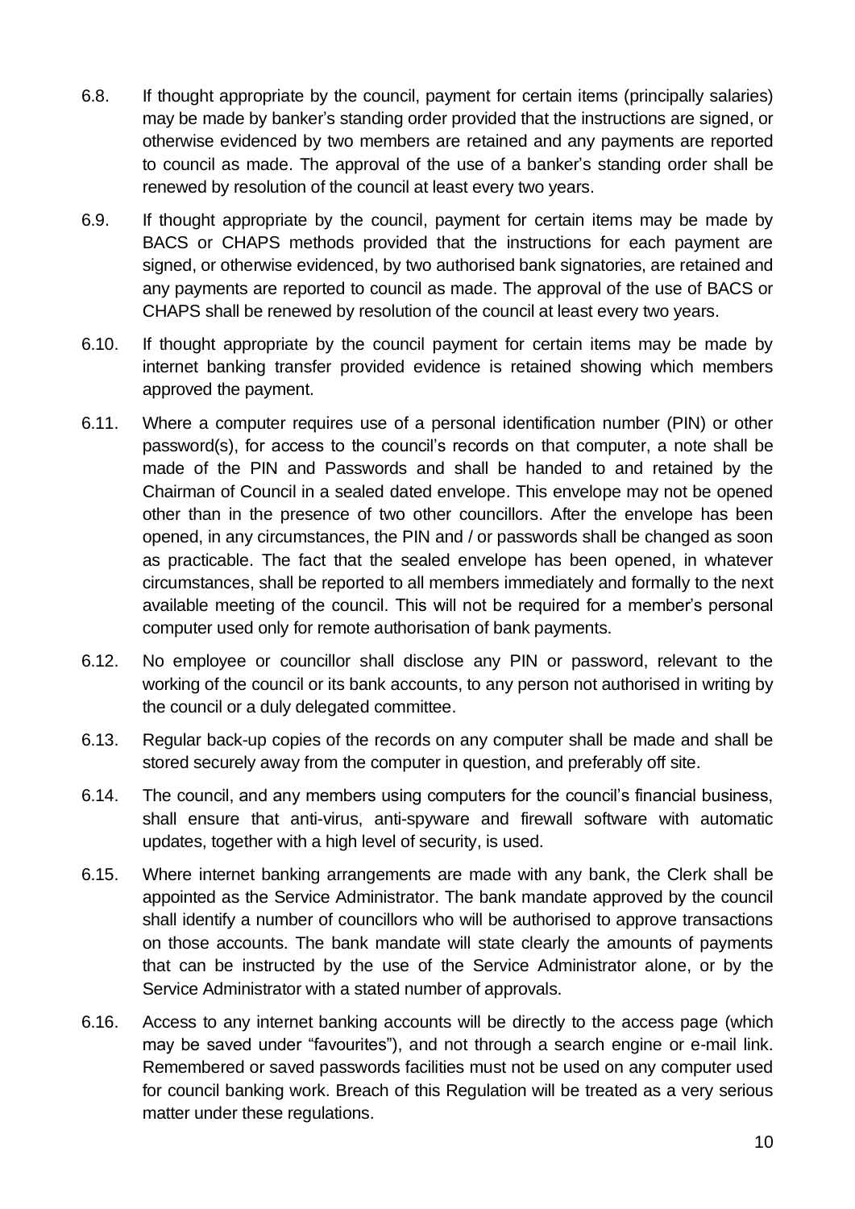6.8. If thought appropriate by the council, payment for certain items (principally salaries) may be made by banker's standing order provided that the instructions are signed, or otherwise evidenced by two members are retained and any payments are reported to council as made. The approval of the use of a banker's standing order shall be renewed by resolution of the council at least every two years.

6.9. If thought appropriate by the council, payment for certain items may be made by BACS or CHAPS methods provided that the instructions for each payment are signed, or otherwise evidenced, by two authorised bank signatories, are retained and any payments are reported to council as made. The approval of the use of BACS or CHAPS shall be renewed by resolution of the council at least every two years.

6.10. If thought appropriate by the council payment for certain items may be made by internet banking transfer provided evidence is retained showing which members approved the payment.

6.11. Where a computer requires use of a personal identification number (PIN) or other password(s), for access to the council's records on that computer, a note shall be made of the PIN and Passwords and shall be handed to and retained by the Chairman of Council in a sealed dated envelope. This envelope may not be opened other than in the presence of two other councillors. After the envelope has been opened, in any circumstances, the PIN and / or passwords shall be changed as soon as practicable. The fact that the sealed envelope has been opened, in whatever circumstances, shall be reported to all members immediately and formally to the next available meeting of the council. This will not be required for a member's personal computer used only for remote authorisation of bank payments.

6.12. No employee or councillor shall disclose any PIN or password, relevant to the working of the council or its bank accounts, to any person not authorised in writing by the council or a duly delegated committee.

6.13. Regular back-up copies of the records on any computer shall be made and shall be stored securely away from the computer in question, and preferably off site.

6.14. The council, and any members using computers for the council's financial business, shall ensure that anti-virus, anti-spyware and firewall software with automatic updates, together with a high level of security, is used.

6.15. Where internet banking arrangements are made with any bank, the Clerk shall be appointed as the Service Administrator. The bank mandate approved by the council shall identify a number of councillors who will be authorised to approve transactions on those accounts. The bank mandate will state clearly the amounts of payments that can be instructed by the use of the Service Administrator alone, or by the Service Administrator with a stated number of approvals.

6.16. Access to any internet banking accounts will be directly to the access page (which may be saved under "favourites"), and not through a search engine or e-mail link. Remembered or saved passwords facilities must not be used on any computer used for council banking work. Breach of this Regulation will be treated as a very serious matter under these regulations.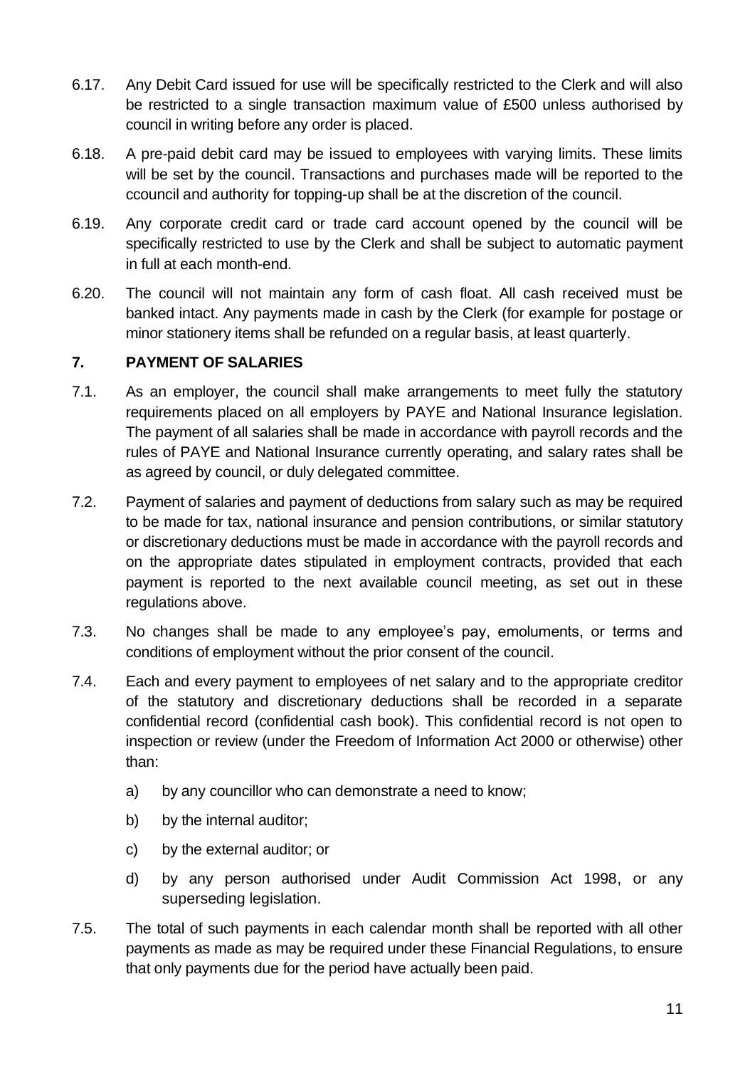6.17. Any Debit Card issued for use will be specifically restricted to the Clerk and will also be restricted to a single transaction maximum value of £500 unless authorised by council in writing before any order is placed.

6.18. A pre-paid debit card may be issued to employees with varying limits. These limits will be set by the council. Transactions and purchases made will be reported to the ccouncil and authority for topping-up shall be at the discretion of the council.

6.19. Any corporate credit card or trade card account opened by the council will be specifically restricted to use by the Clerk and shall be subject to automatic payment in full at each month-end.

6.20. The council will not maintain any form of cash float. All cash received must be banked intact. Any payments made in cash by the Clerk (for example for postage or minor stationery items shall be refunded on a regular basis, at least quarterly.

## 7. PAYMENT OF SALARIES

7.1. As an employer, the council shall make arrangements to meet fully the statutory requirements placed on all employers by PAYE and National Insurance legislation. The payment of all salaries shall be made in accordance with payroll records and the rules of PAYE and National Insurance currently operating, and salary rates shall be as agreed by council, or duly delegated committee.

7.2. Payment of salaries and payment of deductions from salary such as may be required to be made for tax, national insurance and pension contributions, or similar statutory or discretionary deductions must be made in accordance with the payroll records and on the appropriate dates stipulated in employment contracts, provided that each payment is reported to the next available council meeting, as set out in these regulations above.

7.3. No changes shall be made to any employee's pay, emoluments, or terms and conditions of employment without the prior consent of the council.

7.4. Each and every payment to employees of net salary and to the appropriate creditor of the statutory and discretionary deductions shall be recorded in a separate confidential record (confidential cash book). This confidential record is not open to inspection or review (under the Freedom of Information Act 2000 or otherwise) other than:

a) by any councillor who can demonstrate a need to know;

b) by the internal auditor;

c) by the external auditor; or

d) by any person authorised under Audit Commission Act 1998, or any superseding legislation.

7.5. The total of such payments in each calendar month shall be reported with all other payments as made as may be required under these Financial Regulations, to ensure that only payments due for the period have actually been paid.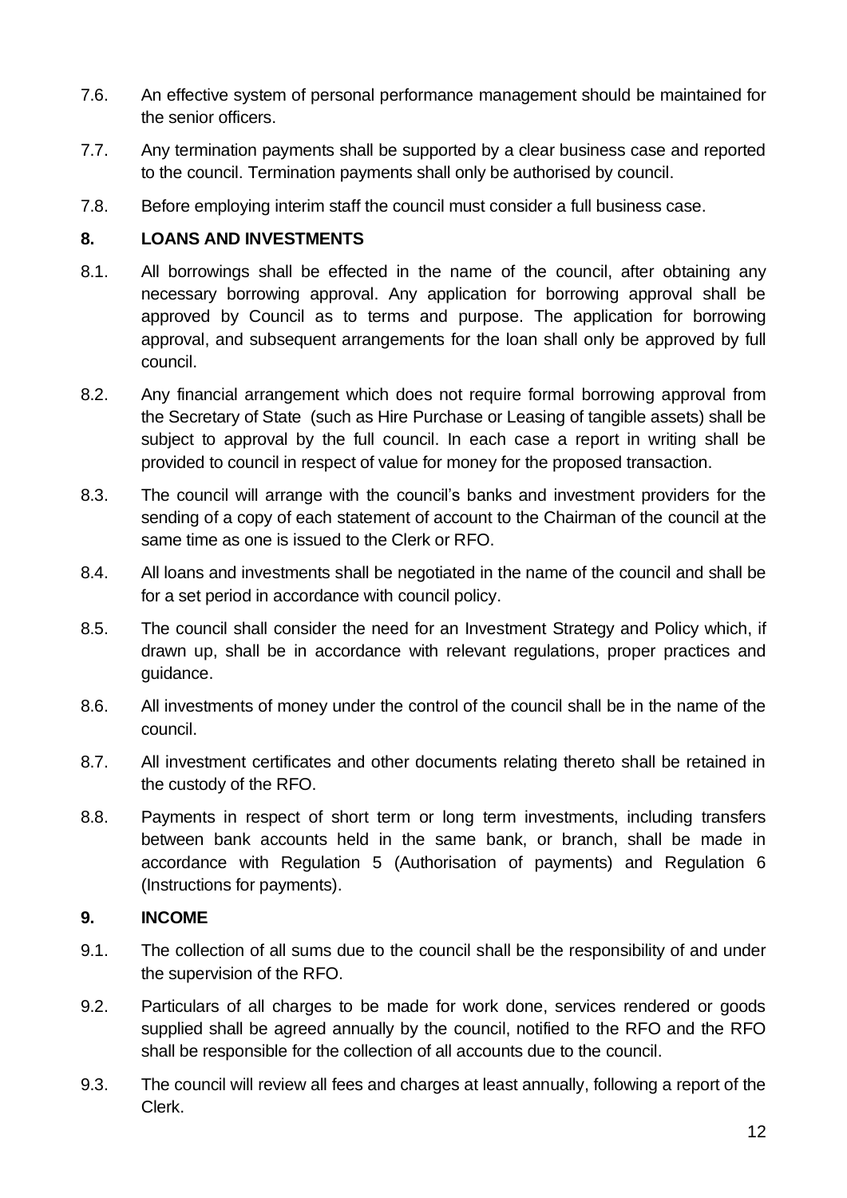7.6. An effective system of personal performance management should be maintained for the senior officers.

7.7. Any termination payments shall be supported by a clear business case and reported to the council. Termination payments shall only be authorised by council.

7.8. Before employing interim staff the council must consider a full business case.

## 8. LOANS AND INVESTMENTS

8.1. All borrowings shall be effected in the name of the council, after obtaining any necessary borrowing approval. Any application for borrowing approval shall be approved by Council as to terms and purpose. The application for borrowing approval, and subsequent arrangements for the loan shall only be approved by full council.

8.2. Any financial arrangement which does not require formal borrowing approval from the Secretary of State (such as Hire Purchase or Leasing of tangible assets) shall be subject to approval by the full council. In each case a report in writing shall be provided to council in respect of value for money for the proposed transaction.

8.3. The council will arrange with the council's banks and investment providers for the sending of a copy of each statement of account to the Chairman of the council at the same time as one is issued to the Clerk or RFO.

8.4. All loans and investments shall be negotiated in the name of the council and shall be for a set period in accordance with council policy.

8.5. The council shall consider the need for an Investment Strategy and Policy which, if drawn up, shall be in accordance with relevant regulations, proper practices and guidance.

8.6. All investments of money under the control of the council shall be in the name of the council.

8.7. All investment certificates and other documents relating thereto shall be retained in the custody of the RFO.

8.8. Payments in respect of short term or long term investments, including transfers between bank accounts held in the same bank, or branch, shall be made in accordance with Regulation 5 (Authorisation of payments) and Regulation 6 (Instructions for payments).

## 9. INCOME

9.1. The collection of all sums due to the council shall be the responsibility of and under the supervision of the RFO.

9.2. Particulars of all charges to be made for work done, services rendered or goods supplied shall be agreed annually by the council, notified to the RFO and the RFO shall be responsible for the collection of all accounts due to the council.

9.3. The council will review all fees and charges at least annually, following a report of the Clerk.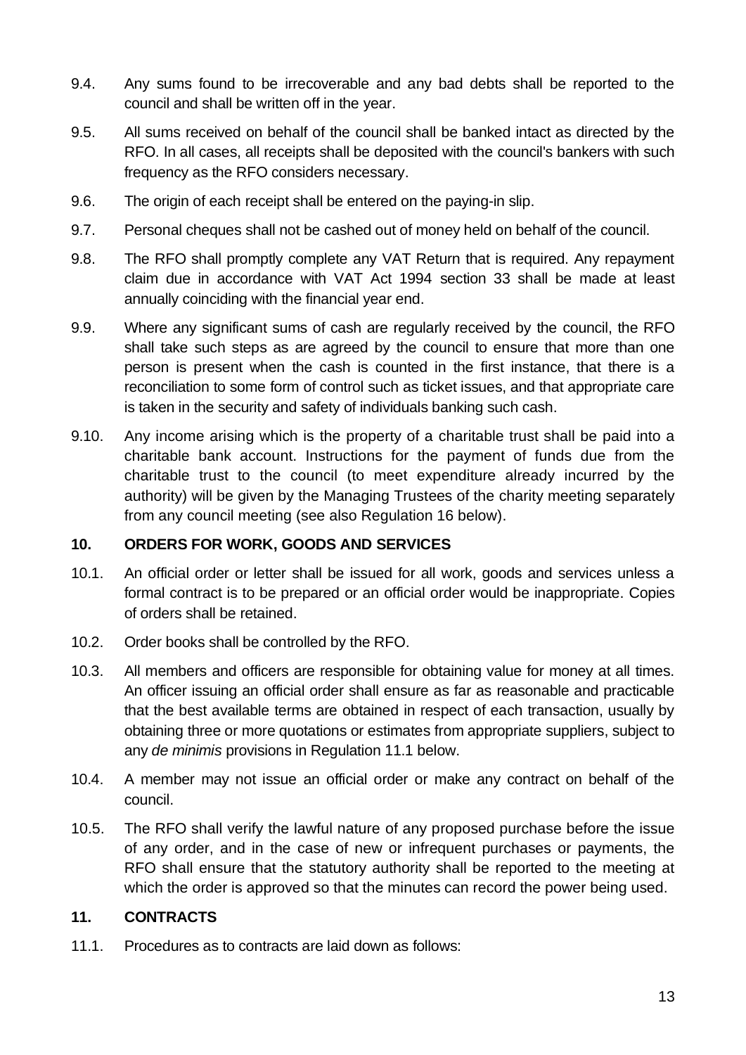9.4. Any sums found to be irrecoverable and any bad debts shall be reported to the council and shall be written off in the year.

9.5. All sums received on behalf of the council shall be banked intact as directed by the RFO. In all cases, all receipts shall be deposited with the council's bankers with such frequency as the RFO considers necessary.

9.6. The origin of each receipt shall be entered on the paying-in slip.

9.7. Personal cheques shall not be cashed out of money held on behalf of the council.

9.8. The RFO shall promptly complete any VAT Return that is required. Any repayment claim due in accordance with VAT Act 1994 section 33 shall be made at least annually coinciding with the financial year end.

9.9. Where any significant sums of cash are regularly received by the council, the RFO shall take such steps as are agreed by the council to ensure that more than one person is present when the cash is counted in the first instance, that there is a reconciliation to some form of control such as ticket issues, and that appropriate care is taken in the security and safety of individuals banking such cash.

9.10. Any income arising which is the property of a charitable trust shall be paid into a charitable bank account. Instructions for the payment of funds due from the charitable trust to the council (to meet expenditure already incurred by the authority) will be given by the Managing Trustees of the charity meeting separately from any council meeting (see also Regulation 16 below).

## 10. ORDERS FOR WORK, GOODS AND SERVICES

10.1. An official order or letter shall be issued for all work, goods and services unless a formal contract is to be prepared or an official order would be inappropriate. Copies of orders shall be retained.

10.2. Order books shall be controlled by the RFO.

10.3. All members and officers are responsible for obtaining value for money at all times. An officer issuing an official order shall ensure as far as reasonable and practicable that the best available terms are obtained in respect of each transaction, usually by obtaining three or more quotations or estimates from appropriate suppliers, subject to any *de minimis* provisions in Regulation 11.1 below.

10.4. A member may not issue an official order or make any contract on behalf of the council.

10.5. The RFO shall verify the lawful nature of any proposed purchase before the issue of any order, and in the case of new or infrequent purchases or payments, the RFO shall ensure that the statutory authority shall be reported to the meeting at which the order is approved so that the minutes can record the power being used.

## 11. CONTRACTS

11.1. Procedures as to contracts are laid down as follows: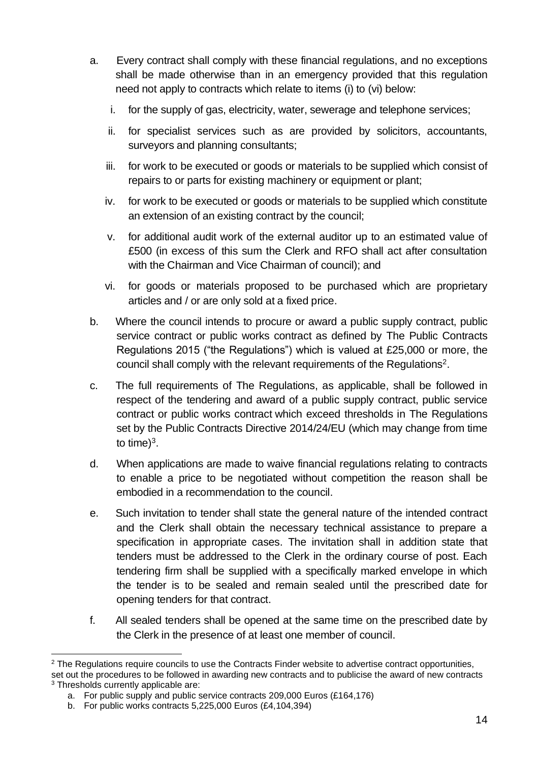a. Every contract shall comply with these financial regulations, and no exceptions shall be made otherwise than in an emergency provided that this regulation need not apply to contracts which relate to items (i) to (vi) below:

   i. for the supply of gas, electricity, water, sewerage and telephone services;

   ii. for specialist services such as are provided by solicitors, accountants, surveyors and planning consultants;

   iii. for work to be executed or goods or materials to be supplied which consist of repairs to or parts for existing machinery or equipment or plant;

   iv. for work to be executed or goods or materials to be supplied which constitute an extension of an existing contract by the council;

   v. for additional audit work of the external auditor up to an estimated value of £500 (in excess of this sum the Clerk and RFO shall act after consultation with the Chairman and Vice Chairman of council); and

   vi. for goods or materials proposed to be purchased which are proprietary articles and / or are only sold at a fixed price.

b. Where the council intends to procure or award a public supply contract, public service contract or public works contract as defined by The Public Contracts Regulations 2015 ("the Regulations") which is valued at £25,000 or more, the council shall comply with the relevant requirements of the Regulations[2].

c. The full requirements of The Regulations, as applicable, shall be followed in respect of the tendering and award of a public supply contract, public service contract or public works contract which exceed thresholds in The Regulations set by the Public Contracts Directive 2014/24/EU (which may change from time to time)[3].

d. When applications are made to waive financial regulations relating to contracts to enable a price to be negotiated without competition the reason shall be embodied in a recommendation to the council.

e. Such invitation to tender shall state the general nature of the intended contract and the Clerk shall obtain the necessary technical assistance to prepare a specification in appropriate cases. The invitation shall in addition state that tenders must be addressed to the Clerk in the ordinary course of post. Each tendering firm shall be supplied with a specifically marked envelope in which the tender is to be sealed and remain sealed until the prescribed date for opening tenders for that contract.

f. All sealed tenders shall be opened at the same time on the prescribed date by the Clerk in the presence of at least one member of council.

---

[2] The Regulations require councils to use the Contracts Finder website to advertise contract opportunities, set out the procedures to be followed in awarding new contracts and to publicise the award of new contracts

[3] Thresholds currently applicable are:

   a. For public supply and public service contracts 209,000 Euros (£164,176)

   b. For public works contracts 5,225,000 Euros (£4,104,394)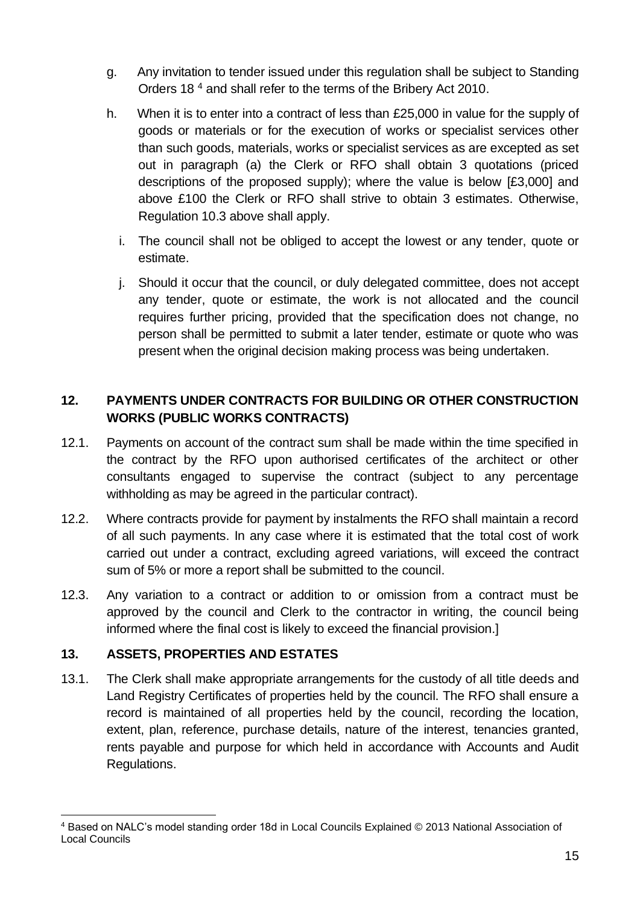g. Any invitation to tender issued under this regulation shall be subject to Standing Orders 18 [4] and shall refer to the terms of the Bribery Act 2010.

h. When it is to enter into a contract of less than £25,000 in value for the supply of goods or materials or for the execution of works or specialist services other than such goods, materials, works or specialist services as are excepted as set out in paragraph (a) the Clerk or RFO shall obtain 3 quotations (priced descriptions of the proposed supply); where the value is below [£3,000] and above £100 the Clerk or RFO shall strive to obtain 3 estimates. Otherwise, Regulation 10.3 above shall apply.

i. The council shall not be obliged to accept the lowest or any tender, quote or estimate.

j. Should it occur that the council, or duly delegated committee, does not accept any tender, quote or estimate, the work is not allocated and the council requires further pricing, provided that the specification does not change, no person shall be permitted to submit a later tender, estimate or quote who was present when the original decision making process was being undertaken.

## 12. PAYMENTS UNDER CONTRACTS FOR BUILDING OR OTHER CONSTRUCTION WORKS (PUBLIC WORKS CONTRACTS)

12.1. Payments on account of the contract sum shall be made within the time specified in the contract by the RFO upon authorised certificates of the architect or other consultants engaged to supervise the contract (subject to any percentage withholding as may be agreed in the particular contract).

12.2. Where contracts provide for payment by instalments the RFO shall maintain a record of all such payments. In any case where it is estimated that the total cost of work carried out under a contract, excluding agreed variations, will exceed the contract sum of 5% or more a report shall be submitted to the council.

12.3. Any variation to a contract or addition to or omission from a contract must be approved by the council and Clerk to the contractor in writing, the council being informed where the final cost is likely to exceed the financial provision.]

## 13. ASSETS, PROPERTIES AND ESTATES

13.1. The Clerk shall make appropriate arrangements for the custody of all title deeds and Land Registry Certificates of properties held by the council. The RFO shall ensure a record is maintained of all properties held by the council, recording the location, extent, plan, reference, purchase details, nature of the interest, tenancies granted, rents payable and purpose for which held in accordance with Accounts and Audit Regulations.

---

[4] Based on NALC's model standing order 18d in Local Councils Explained © 2013 National Association of Local Councils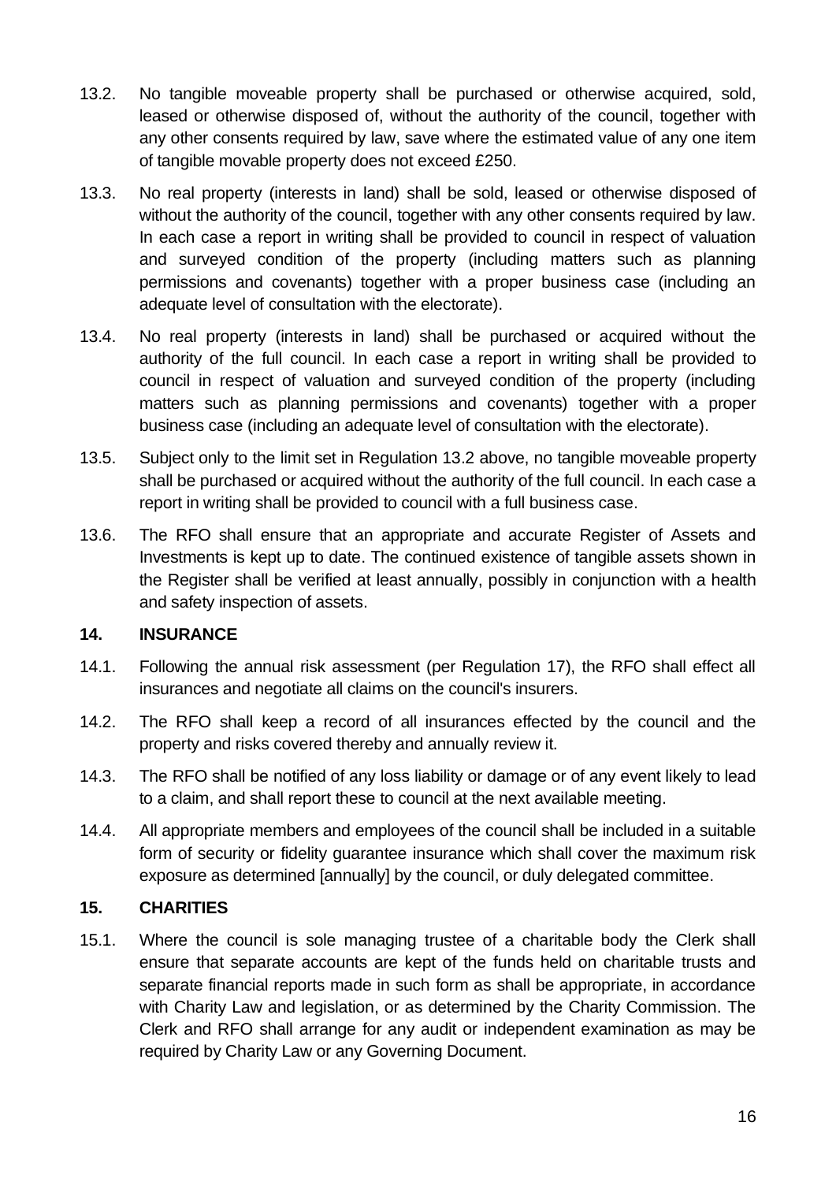13.2. No tangible moveable property shall be purchased or otherwise acquired, sold, leased or otherwise disposed of, without the authority of the council, together with any other consents required by law, save where the estimated value of any one item of tangible movable property does not exceed £250.

13.3. No real property (interests in land) shall be sold, leased or otherwise disposed of without the authority of the council, together with any other consents required by law. In each case a report in writing shall be provided to council in respect of valuation and surveyed condition of the property (including matters such as planning permissions and covenants) together with a proper business case (including an adequate level of consultation with the electorate).

13.4. No real property (interests in land) shall be purchased or acquired without the authority of the full council. In each case a report in writing shall be provided to council in respect of valuation and surveyed condition of the property (including matters such as planning permissions and covenants) together with a proper business case (including an adequate level of consultation with the electorate).

13.5. Subject only to the limit set in Regulation 13.2 above, no tangible moveable property shall be purchased or acquired without the authority of the full council. In each case a report in writing shall be provided to council with a full business case.

13.6. The RFO shall ensure that an appropriate and accurate Register of Assets and Investments is kept up to date. The continued existence of tangible assets shown in the Register shall be verified at least annually, possibly in conjunction with a health and safety inspection of assets.

## 14. INSURANCE

14.1. Following the annual risk assessment (per Regulation 17), the RFO shall effect all insurances and negotiate all claims on the council's insurers.

14.2. The RFO shall keep a record of all insurances effected by the council and the property and risks covered thereby and annually review it.

14.3. The RFO shall be notified of any loss liability or damage or of any event likely to lead to a claim, and shall report these to council at the next available meeting.

14.4. All appropriate members and employees of the council shall be included in a suitable form of security or fidelity guarantee insurance which shall cover the maximum risk exposure as determined [annually] by the council, or duly delegated committee.

## 15. CHARITIES

15.1. Where the council is sole managing trustee of a charitable body the Clerk shall ensure that separate accounts are kept of the funds held on charitable trusts and separate financial reports made in such form as shall be appropriate, in accordance with Charity Law and legislation, or as determined by the Charity Commission. The Clerk and RFO shall arrange for any audit or independent examination as may be required by Charity Law or any Governing Document.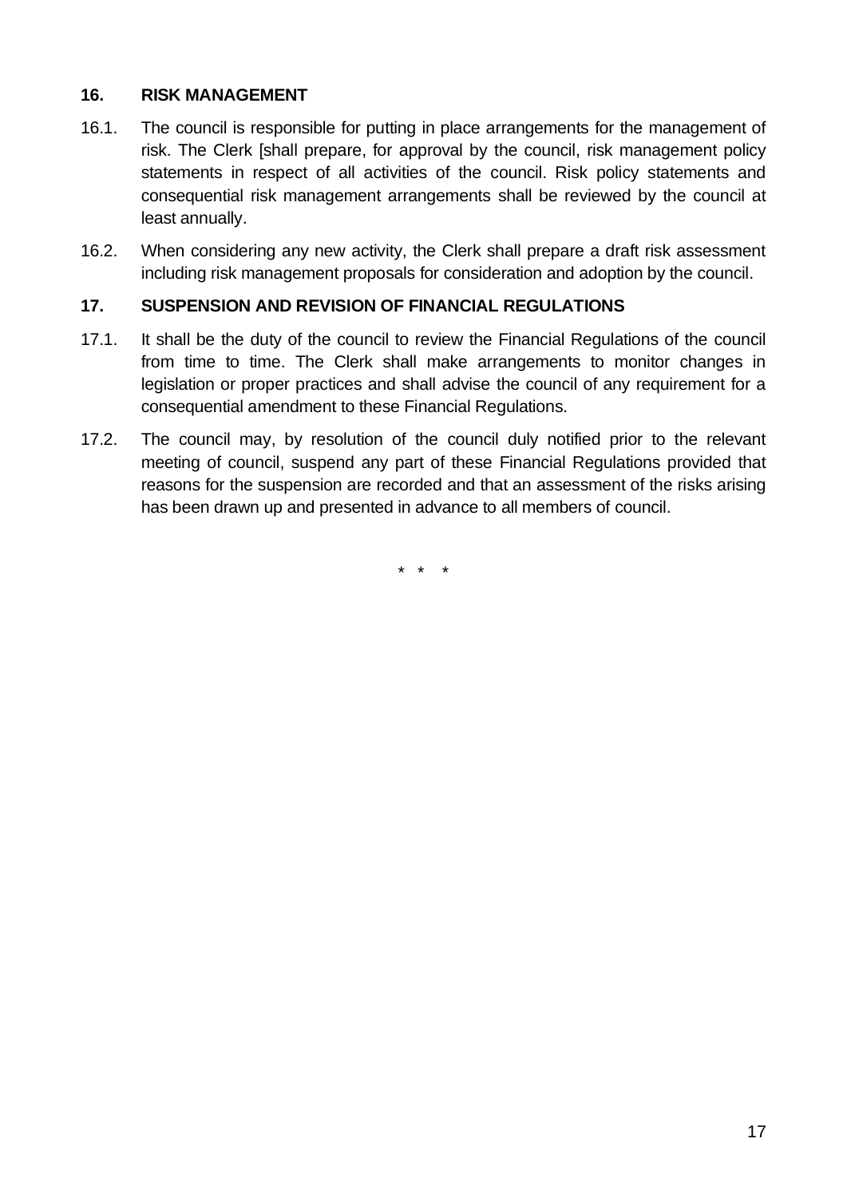## 16. RISK MANAGEMENT

16.1. The council is responsible for putting in place arrangements for the management of risk. The Clerk [shall prepare, for approval by the council, risk management policy statements in respect of all activities of the council. Risk policy statements and consequential risk management arrangements shall be reviewed by the council at least annually.

16.2. When considering any new activity, the Clerk shall prepare a draft risk assessment including risk management proposals for consideration and adoption by the council.

## 17. SUSPENSION AND REVISION OF FINANCIAL REGULATIONS

17.1. It shall be the duty of the council to review the Financial Regulations of the council from time to time. The Clerk shall make arrangements to monitor changes in legislation or proper practices and shall advise the council of any requirement for a consequential amendment to these Financial Regulations.

17.2. The council may, by resolution of the council duly notified prior to the relevant meeting of council, suspend any part of these Financial Regulations provided that reasons for the suspension are recorded and that an assessment of the risks arising has been drawn up and presented in advance to all members of council.

\* \* \*